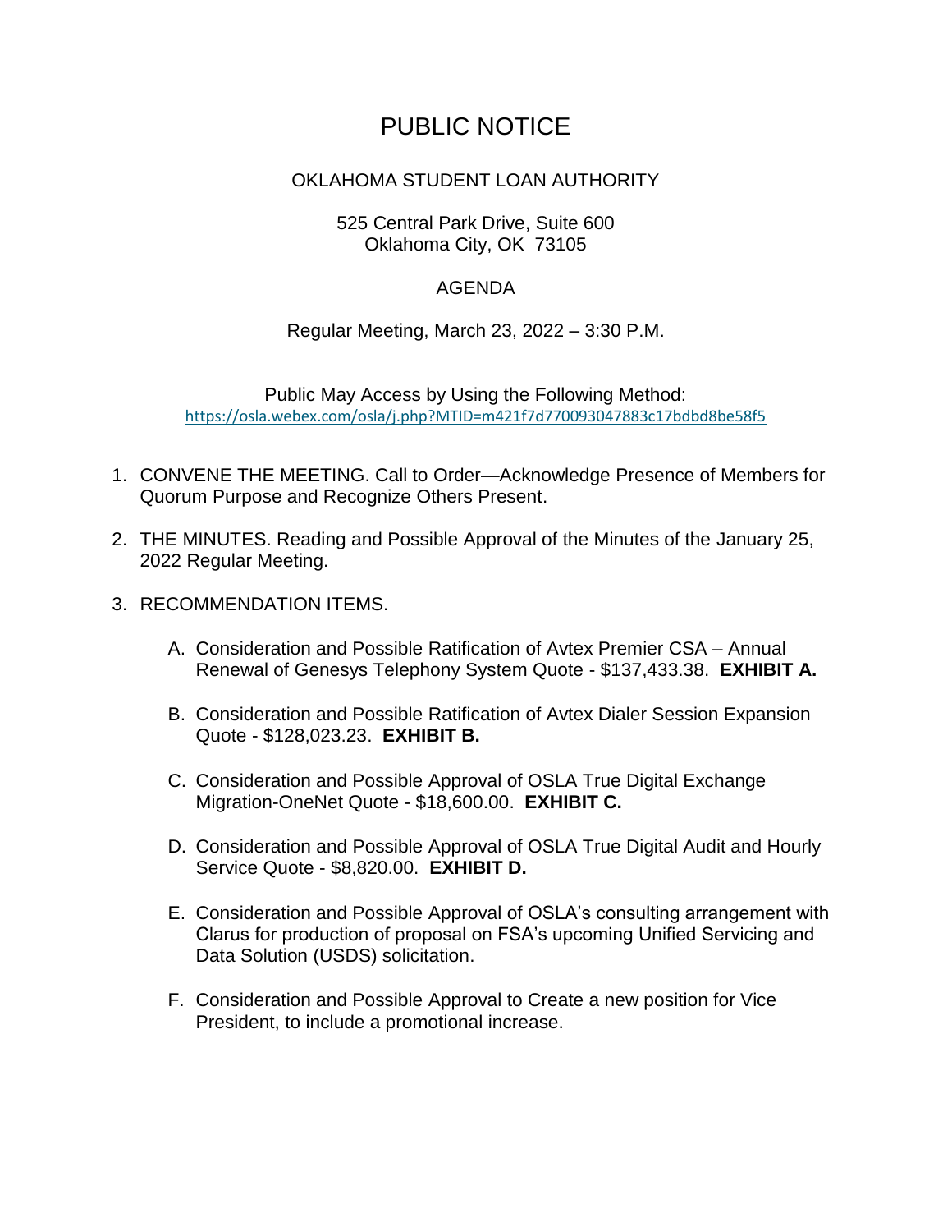# PUBLIC NOTICE

OKLAHOMA STUDENT LOAN AUTHORITY

525 Central Park Drive, Suite 600
Oklahoma City, OK 73105

## AGENDA

Regular Meeting, March 23, 2022 – 3:30 P.M.

Public May Access by Using the Following Method:
https://osla.webex.com/osla/j.php?MTID=m421f7d770093047883c17bdbd8be58f5

1. CONVENE THE MEETING. Call to Order—Acknowledge Presence of Members for Quorum Purpose and Recognize Others Present.

2. THE MINUTES. Reading and Possible Approval of the Minutes of the January 25, 2022 Regular Meeting.

3. RECOMMENDATION ITEMS.

   A. Consideration and Possible Ratification of Avtex Premier CSA – Annual Renewal of Genesys Telephony System Quote - $137,433.38. **EXHIBIT A.**

   B. Consideration and Possible Ratification of Avtex Dialer Session Expansion Quote - $128,023.23. **EXHIBIT B.**

   C. Consideration and Possible Approval of OSLA True Digital Exchange Migration-OneNet Quote - $18,600.00. **EXHIBIT C.**

   D. Consideration and Possible Approval of OSLA True Digital Audit and Hourly Service Quote - $8,820.00. **EXHIBIT D.**

   E. Consideration and Possible Approval of OSLA's consulting arrangement with Clarus for production of proposal on FSA's upcoming Unified Servicing and Data Solution (USDS) solicitation.

   F. Consideration and Possible Approval to Create a new position for Vice President, to include a promotional increase.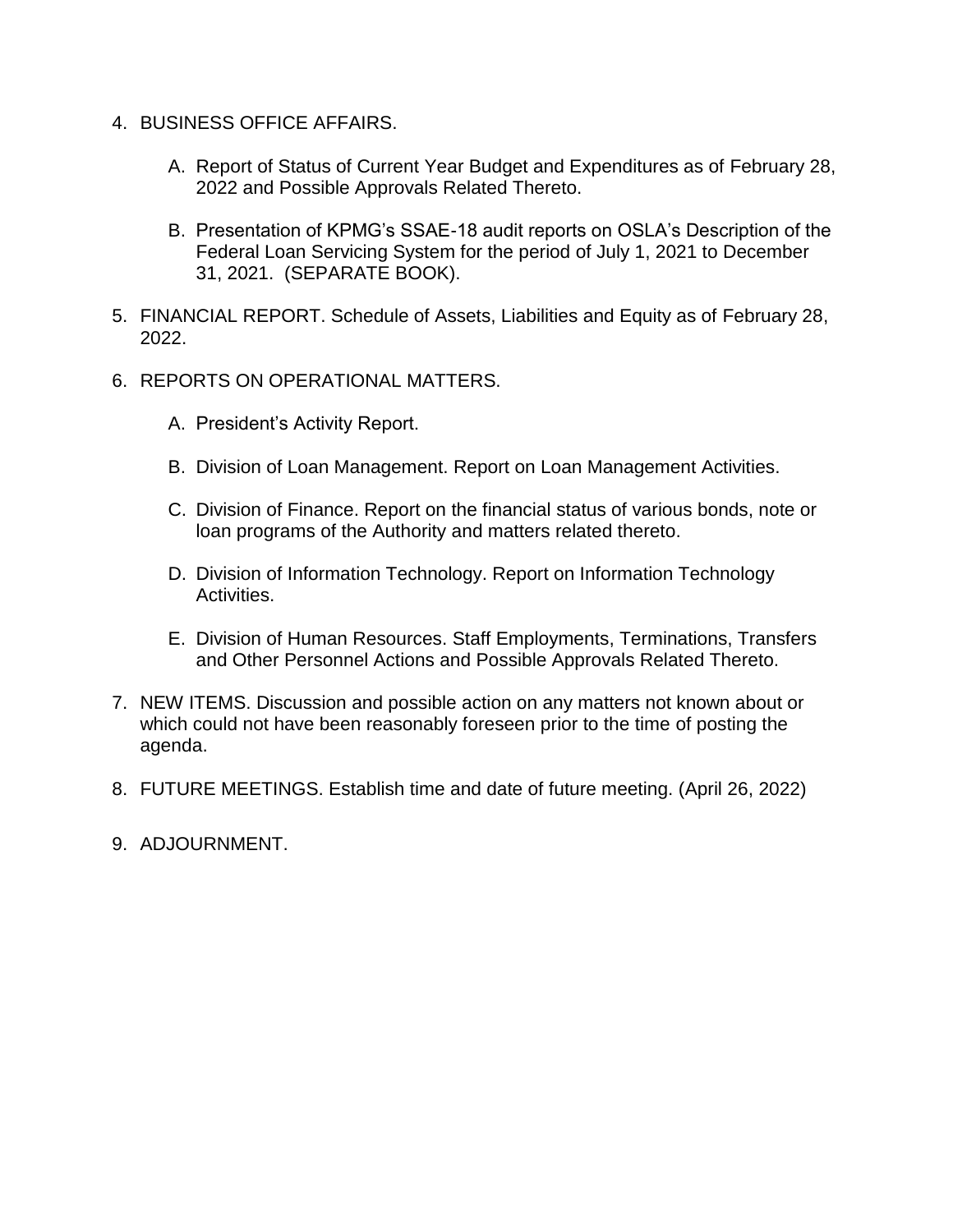4. BUSINESS OFFICE AFFAIRS.

   A. Report of Status of Current Year Budget and Expenditures as of February 28, 2022 and Possible Approvals Related Thereto.

   B. Presentation of KPMG's SSAE-18 audit reports on OSLA's Description of the Federal Loan Servicing System for the period of July 1, 2021 to December 31, 2021. (SEPARATE BOOK).

5. FINANCIAL REPORT. Schedule of Assets, Liabilities and Equity as of February 28, 2022.

6. REPORTS ON OPERATIONAL MATTERS.

   A. President's Activity Report.

   B. Division of Loan Management. Report on Loan Management Activities.

   C. Division of Finance. Report on the financial status of various bonds, note or loan programs of the Authority and matters related thereto.

   D. Division of Information Technology. Report on Information Technology Activities.

   E. Division of Human Resources. Staff Employments, Terminations, Transfers and Other Personnel Actions and Possible Approvals Related Thereto.

7. NEW ITEMS. Discussion and possible action on any matters not known about or which could not have been reasonably foreseen prior to the time of posting the agenda.

8. FUTURE MEETINGS. Establish time and date of future meeting. (April 26, 2022)

9. ADJOURNMENT.